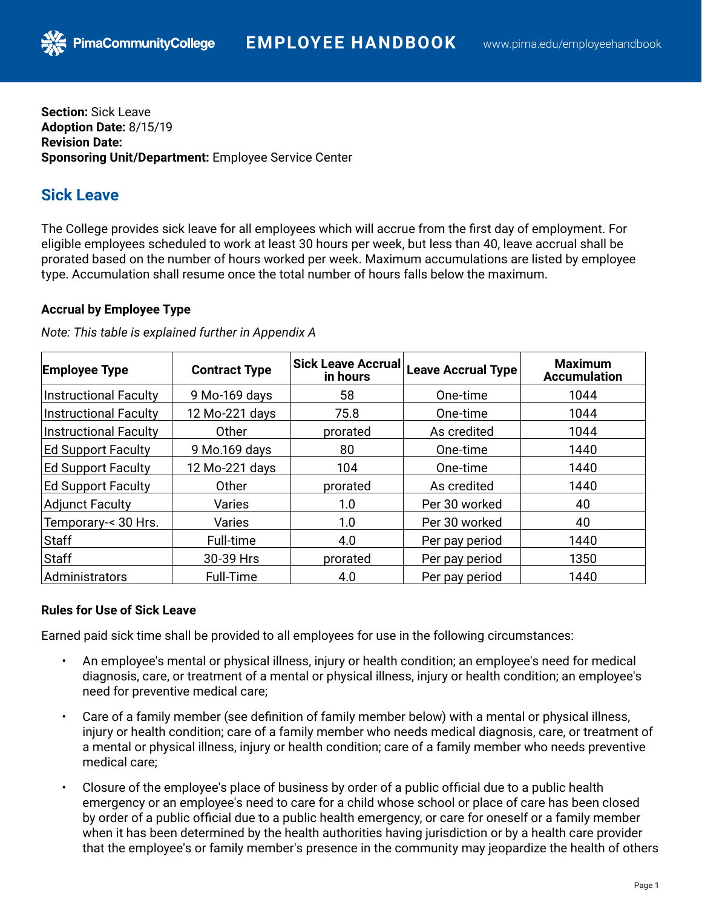**Section:** Sick Leave
**Adoption Date:** 8/15/19
**Revision Date:**
**Sponsoring Unit/Department:** Employee Service Center

## Sick Leave

The College provides sick leave for all employees which will accrue from the first day of employment. For eligible employees scheduled to work at least 30 hours per week, but less than 40, leave accrual shall be prorated based on the number of hours worked per week. Maximum accumulations are listed by employee type. Accumulation shall resume once the total number of hours falls below the maximum.

### Accrual by Employee Type

*Note: This table is explained further in Appendix A*

| Employee Type | Contract Type | Sick Leave Accrual in hours | Leave Accrual Type | Maximum Accumulation |
|---|---|---|---|---|
| Instructional Faculty | 9 Mo-169 days | 58 | One-time | 1044 |
| Instructional Faculty | 12 Mo-221 days | 75.8 | One-time | 1044 |
| Instructional Faculty | Other | prorated | As credited | 1044 |
| Ed Support Faculty | 9 Mo.169 days | 80 | One-time | 1440 |
| Ed Support Faculty | 12 Mo-221 days | 104 | One-time | 1440 |
| Ed Support Faculty | Other | prorated | As credited | 1440 |
| Adjunct Faculty | Varies | 1.0 | Per 30 worked | 40 |
| Temporary-< 30 Hrs. | Varies | 1.0 | Per 30 worked | 40 |
| Staff | Full-time | 4.0 | Per pay period | 1440 |
| Staff | 30-39 Hrs | prorated | Per pay period | 1350 |
| Administrators | Full-Time | 4.0 | Per pay period | 1440 |

### Rules for Use of Sick Leave

Earned paid sick time shall be provided to all employees for use in the following circumstances:

- An employee's mental or physical illness, injury or health condition; an employee's need for medical diagnosis, care, or treatment of a mental or physical illness, injury or health condition; an employee's need for preventive medical care;
- Care of a family member (see definition of family member below) with a mental or physical illness, injury or health condition; care of a family member who needs medical diagnosis, care, or treatment of a mental or physical illness, injury or health condition; care of a family member who needs preventive medical care;
- Closure of the employee's place of business by order of a public official due to a public health emergency or an employee's need to care for a child whose school or place of care has been closed by order of a public official due to a public health emergency, or care for oneself or a family member when it has been determined by the health authorities having jurisdiction or by a health care provider that the employee's or family member's presence in the community may jeopardize the health of others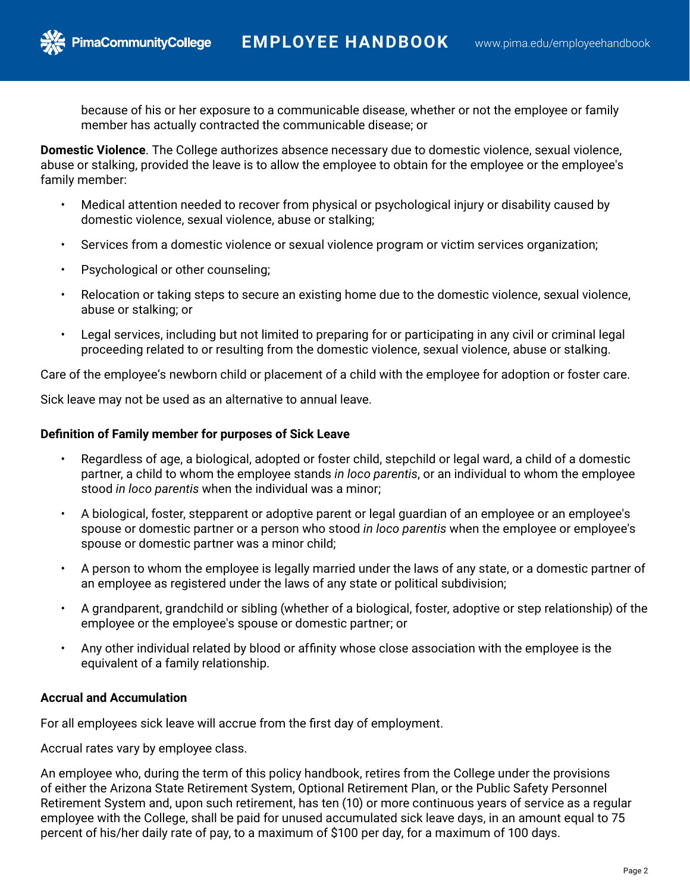because of his or her exposure to a communicable disease, whether or not the employee or family member has actually contracted the communicable disease; or

**Domestic Violence**. The College authorizes absence necessary due to domestic violence, sexual violence, abuse or stalking, provided the leave is to allow the employee to obtain for the employee or the employee's family member:

- Medical attention needed to recover from physical or psychological injury or disability caused by domestic violence, sexual violence, abuse or stalking;
- Services from a domestic violence or sexual violence program or victim services organization;
- Psychological or other counseling;
- Relocation or taking steps to secure an existing home due to the domestic violence, sexual violence, abuse or stalking; or
- Legal services, including but not limited to preparing for or participating in any civil or criminal legal proceeding related to or resulting from the domestic violence, sexual violence, abuse or stalking.

Care of the employee's newborn child or placement of a child with the employee for adoption or foster care.

Sick leave may not be used as an alternative to annual leave.

**Definition of Family member for purposes of Sick Leave**

- Regardless of age, a biological, adopted or foster child, stepchild or legal ward, a child of a domestic partner, a child to whom the employee stands *in loco parentis*, or an individual to whom the employee stood *in loco parentis* when the individual was a minor;
- A biological, foster, stepparent or adoptive parent or legal guardian of an employee or an employee's spouse or domestic partner or a person who stood *in loco parentis* when the employee or employee's spouse or domestic partner was a minor child;
- A person to whom the employee is legally married under the laws of any state, or a domestic partner of an employee as registered under the laws of any state or political subdivision;
- A grandparent, grandchild or sibling (whether of a biological, foster, adoptive or step relationship) of the employee or the employee's spouse or domestic partner; or
- Any other individual related by blood or affinity whose close association with the employee is the equivalent of a family relationship.

**Accrual and Accumulation**

For all employees sick leave will accrue from the first day of employment.

Accrual rates vary by employee class.

An employee who, during the term of this policy handbook, retires from the College under the provisions of either the Arizona State Retirement System, Optional Retirement Plan, or the Public Safety Personnel Retirement System and, upon such retirement, has ten (10) or more continuous years of service as a regular employee with the College, shall be paid for unused accumulated sick leave days, in an amount equal to 75 percent of his/her daily rate of pay, to a maximum of $100 per day, for a maximum of 100 days.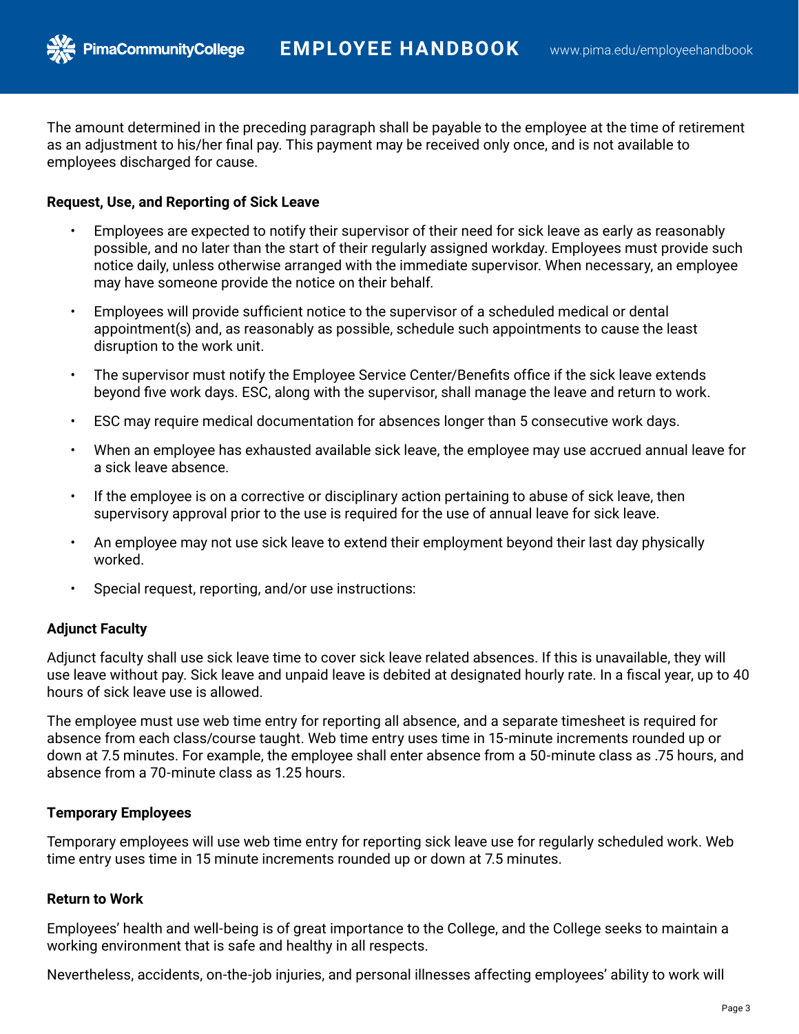The amount determined in the preceding paragraph shall be payable to the employee at the time of retirement as an adjustment to his/her final pay. This payment may be received only once, and is not available to employees discharged for cause.

**Request, Use, and Reporting of Sick Leave**

- Employees are expected to notify their supervisor of their need for sick leave as early as reasonably possible, and no later than the start of their regularly assigned workday. Employees must provide such notice daily, unless otherwise arranged with the immediate supervisor. When necessary, an employee may have someone provide the notice on their behalf.
- Employees will provide sufficient notice to the supervisor of a scheduled medical or dental appointment(s) and, as reasonably as possible, schedule such appointments to cause the least disruption to the work unit.
- The supervisor must notify the Employee Service Center/Benefits office if the sick leave extends beyond five work days. ESC, along with the supervisor, shall manage the leave and return to work.
- ESC may require medical documentation for absences longer than 5 consecutive work days.
- When an employee has exhausted available sick leave, the employee may use accrued annual leave for a sick leave absence.
- If the employee is on a corrective or disciplinary action pertaining to abuse of sick leave, then supervisory approval prior to the use is required for the use of annual leave for sick leave.
- An employee may not use sick leave to extend their employment beyond their last day physically worked.
- Special request, reporting, and/or use instructions:

**Adjunct Faculty**

Adjunct faculty shall use sick leave time to cover sick leave related absences. If this is unavailable, they will use leave without pay. Sick leave and unpaid leave is debited at designated hourly rate. In a fiscal year, up to 40 hours of sick leave use is allowed.

The employee must use web time entry for reporting all absence, and a separate timesheet is required for absence from each class/course taught. Web time entry uses time in 15-minute increments rounded up or down at 7.5 minutes. For example, the employee shall enter absence from a 50-minute class as .75 hours, and absence from a 70-minute class as 1.25 hours.

**Temporary Employees**

Temporary employees will use web time entry for reporting sick leave use for regularly scheduled work. Web time entry uses time in 15 minute increments rounded up or down at 7.5 minutes.

**Return to Work**

Employees' health and well-being is of great importance to the College, and the College seeks to maintain a working environment that is safe and healthy in all respects.

Nevertheless, accidents, on-the-job injuries, and personal illnesses affecting employees' ability to work will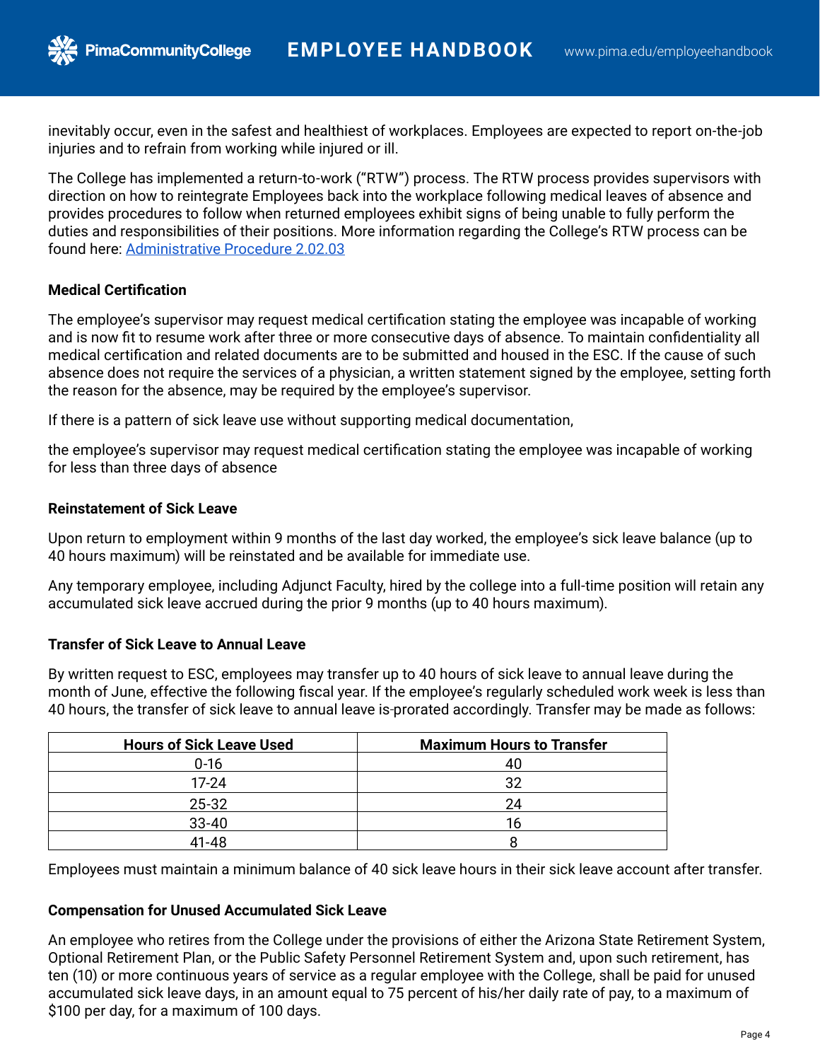inevitably occur, even in the safest and healthiest of workplaces. Employees are expected to report on-the-job injuries and to refrain from working while injured or ill.

The College has implemented a return-to-work ("RTW") process. The RTW process provides supervisors with direction on how to reintegrate Employees back into the workplace following medical leaves of absence and provides procedures to follow when returned employees exhibit signs of being unable to fully perform the duties and responsibilities of their positions. More information regarding the College's RTW process can be found here: [Administrative Procedure 2.02.03]

**Medical Certification**

The employee's supervisor may request medical certification stating the employee was incapable of working and is now fit to resume work after three or more consecutive days of absence. To maintain confidentiality all medical certification and related documents are to be submitted and housed in the ESC. If the cause of such absence does not require the services of a physician, a written statement signed by the employee, setting forth the reason for the absence, may be required by the employee's supervisor.

If there is a pattern of sick leave use without supporting medical documentation,

the employee's supervisor may request medical certification stating the employee was incapable of working for less than three days of absence

**Reinstatement of Sick Leave**

Upon return to employment within 9 months of the last day worked, the employee's sick leave balance (up to 40 hours maximum) will be reinstated and be available for immediate use.

Any temporary employee, including Adjunct Faculty, hired by the college into a full-time position will retain any accumulated sick leave accrued during the prior 9 months (up to 40 hours maximum).

**Transfer of Sick Leave to Annual Leave**

By written request to ESC, employees may transfer up to 40 hours of sick leave to annual leave during the month of June, effective the following fiscal year. If the employee's regularly scheduled work week is less than 40 hours, the transfer of sick leave to annual leave is prorated accordingly. Transfer may be made as follows:

| Hours of Sick Leave Used | Maximum Hours to Transfer |
|---|---|
| 0-16 | 40 |
| 17-24 | 32 |
| 25-32 | 24 |
| 33-40 | 16 |
| 41-48 | 8 |

Employees must maintain a minimum balance of 40 sick leave hours in their sick leave account after transfer.

**Compensation for Unused Accumulated Sick Leave**

An employee who retires from the College under the provisions of either the Arizona State Retirement System, Optional Retirement Plan, or the Public Safety Personnel Retirement System and, upon such retirement, has ten (10) or more continuous years of service as a regular employee with the College, shall be paid for unused accumulated sick leave days, in an amount equal to 75 percent of his/her daily rate of pay, to a maximum of $100 per day, for a maximum of 100 days.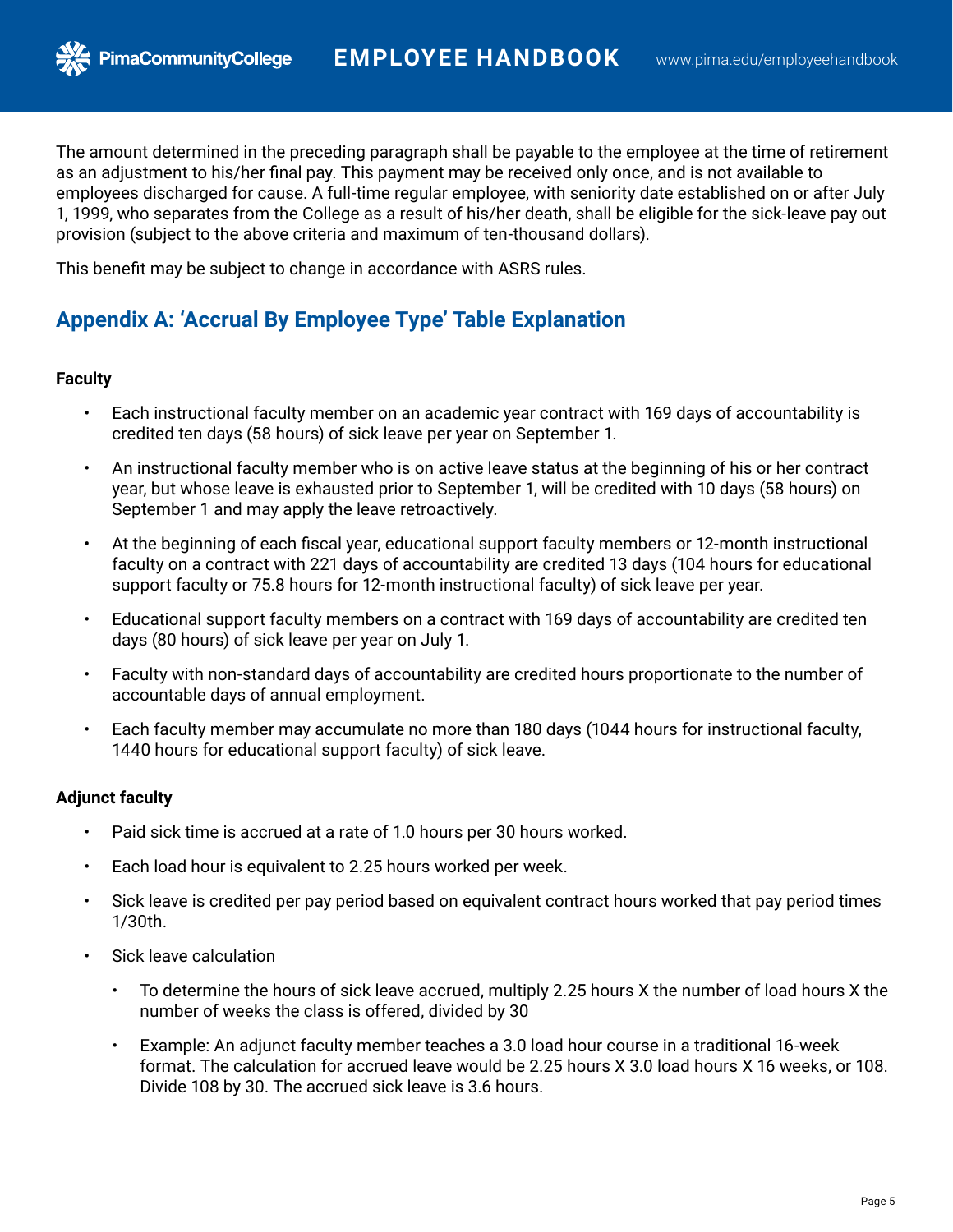The amount determined in the preceding paragraph shall be payable to the employee at the time of retirement as an adjustment to his/her final pay. This payment may be received only once, and is not available to employees discharged for cause. A full-time regular employee, with seniority date established on or after July 1, 1999, who separates from the College as a result of his/her death, shall be eligible for the sick-leave pay out provision (subject to the above criteria and maximum of ten-thousand dollars).

This benefit may be subject to change in accordance with ASRS rules.

## Appendix A: 'Accrual By Employee Type' Table Explanation

**Faculty**

- Each instructional faculty member on an academic year contract with 169 days of accountability is credited ten days (58 hours) of sick leave per year on September 1.
- An instructional faculty member who is on active leave status at the beginning of his or her contract year, but whose leave is exhausted prior to September 1, will be credited with 10 days (58 hours) on September 1 and may apply the leave retroactively.
- At the beginning of each fiscal year, educational support faculty members or 12-month instructional faculty on a contract with 221 days of accountability are credited 13 days (104 hours for educational support faculty or 75.8 hours for 12-month instructional faculty) of sick leave per year.
- Educational support faculty members on a contract with 169 days of accountability are credited ten days (80 hours) of sick leave per year on July 1.
- Faculty with non-standard days of accountability are credited hours proportionate to the number of accountable days of annual employment.
- Each faculty member may accumulate no more than 180 days (1044 hours for instructional faculty, 1440 hours for educational support faculty) of sick leave.

**Adjunct faculty**

- Paid sick time is accrued at a rate of 1.0 hours per 30 hours worked.
- Each load hour is equivalent to 2.25 hours worked per week.
- Sick leave is credited per pay period based on equivalent contract hours worked that pay period times 1/30th.
- Sick leave calculation
  - To determine the hours of sick leave accrued, multiply 2.25 hours X the number of load hours X the number of weeks the class is offered, divided by 30
  - Example: An adjunct faculty member teaches a 3.0 load hour course in a traditional 16-week format. The calculation for accrued leave would be 2.25 hours X 3.0 load hours X 16 weeks, or 108. Divide 108 by 30. The accrued sick leave is 3.6 hours.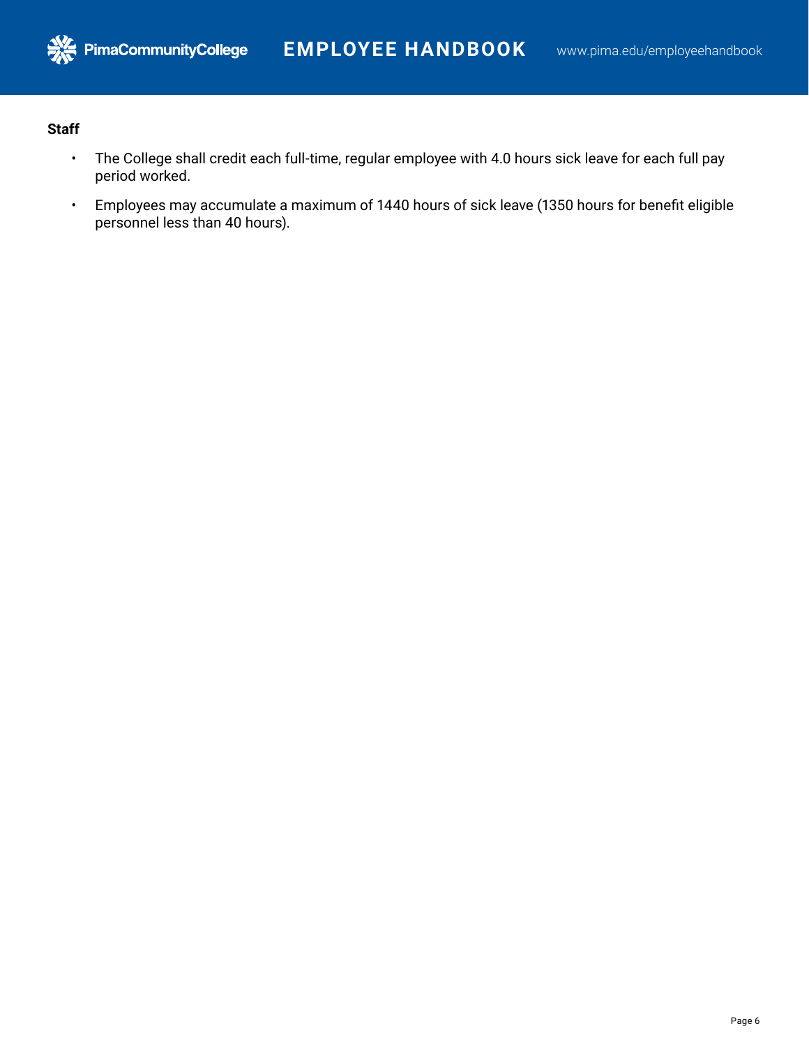**Staff**

- The College shall credit each full-time, regular employee with 4.0 hours sick leave for each full pay period worked.
- Employees may accumulate a maximum of 1440 hours of sick leave (1350 hours for benefit eligible personnel less than 40 hours).